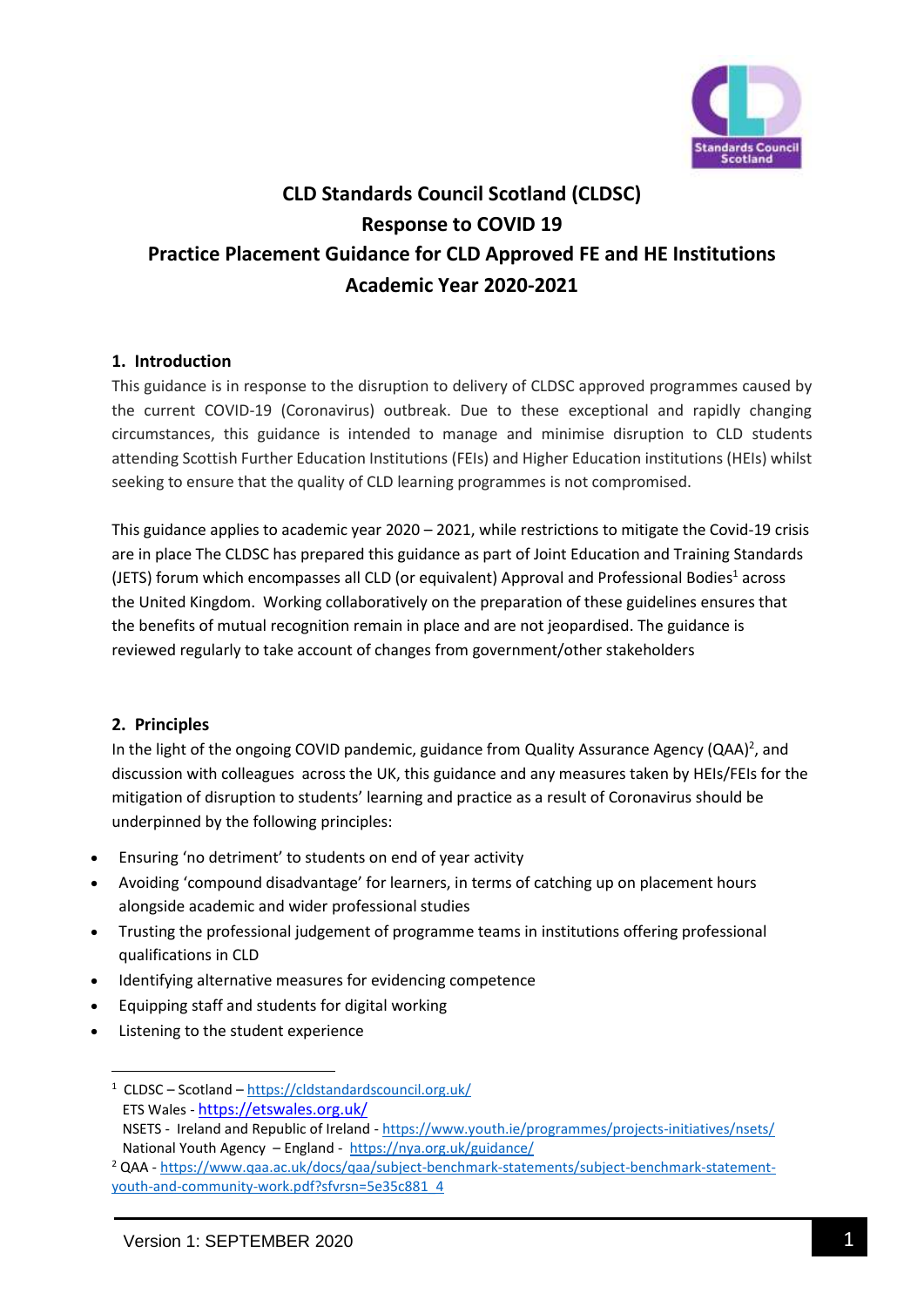# CLD Standards Council Scotland (CLDSC)
# Response to COVID 19
# Practice Placement Guidance for CLD Approved FE and HE Institutions
# Academic Year 2020-2021

## 1. Introduction

This guidance is in response to the disruption to delivery of CLDSC approved programmes caused by the current COVID-19 (Coronavirus) outbreak. Due to these exceptional and rapidly changing circumstances, this guidance is intended to manage and minimise disruption to CLD students attending Scottish Further Education Institutions (FEIs) and Higher Education institutions (HEIs) whilst seeking to ensure that the quality of CLD learning programmes is not compromised.

This guidance applies to academic year 2020 – 2021, while restrictions to mitigate the Covid-19 crisis are in place The CLDSC has prepared this guidance as part of Joint Education and Training Standards (JETS) forum which encompasses all CLD (or equivalent) Approval and Professional Bodies[1] across the United Kingdom. Working collaboratively on the preparation of these guidelines ensures that the benefits of mutual recognition remain in place and are not jeopardised. The guidance is reviewed regularly to take account of changes from government/other stakeholders

## 2. Principles

In the light of the ongoing COVID pandemic, guidance from Quality Assurance Agency (QAA)[2], and discussion with colleagues across the UK, this guidance and any measures taken by HEIs/FEIs for the mitigation of disruption to students' learning and practice as a result of Coronavirus should be underpinned by the following principles:

- Ensuring 'no detriment' to students on end of year activity
- Avoiding 'compound disadvantage' for learners, in terms of catching up on placement hours alongside academic and wider professional studies
- Trusting the professional judgement of programme teams in institutions offering professional qualifications in CLD
- Identifying alternative measures for evidencing competence
- Equipping staff and students for digital working
- Listening to the student experience

---

[1] CLDSC – Scotland – https://cldstandardscouncil.org.uk/
ETS Wales - https://etswales.org.uk/
NSETS - Ireland and Republic of Ireland - https://www.youth.ie/programmes/projects-initiatives/nsets/
National Youth Agency – England - https://nya.org.uk/guidance/

[2] QAA - https://www.qaa.ac.uk/docs/qaa/subject-benchmark-statements/subject-benchmark-statement-youth-and-community-work.pdf?sfvrsn=5e35c881_4

Version 1: SEPTEMBER 2020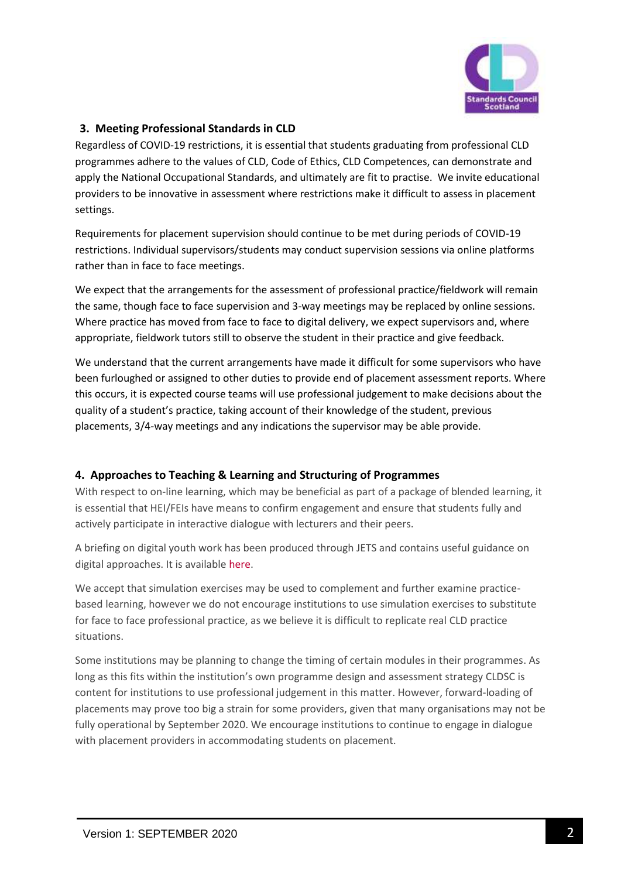## 3. Meeting Professional Standards in CLD

Regardless of COVID-19 restrictions, it is essential that students graduating from professional CLD programmes adhere to the values of CLD, Code of Ethics, CLD Competences, can demonstrate and apply the National Occupational Standards, and ultimately are fit to practise. We invite educational providers to be innovative in assessment where restrictions make it difficult to assess in placement settings.

Requirements for placement supervision should continue to be met during periods of COVID-19 restrictions. Individual supervisors/students may conduct supervision sessions via online platforms rather than in face to face meetings.

We expect that the arrangements for the assessment of professional practice/fieldwork will remain the same, though face to face supervision and 3-way meetings may be replaced by online sessions. Where practice has moved from face to face to digital delivery, we expect supervisors and, where appropriate, fieldwork tutors still to observe the student in their practice and give feedback.

We understand that the current arrangements have made it difficult for some supervisors who have been furloughed or assigned to other duties to provide end of placement assessment reports. Where this occurs, it is expected course teams will use professional judgement to make decisions about the quality of a student's practice, taking account of their knowledge of the student, previous placements, 3/4-way meetings and any indications the supervisor may be able provide.

## 4. Approaches to Teaching & Learning and Structuring of Programmes

With respect to on-line learning, which may be beneficial as part of a package of blended learning, it is essential that HEI/FEIs have means to confirm engagement and ensure that students fully and actively participate in interactive dialogue with lecturers and their peers.

A briefing on digital youth work has been produced through JETS and contains useful guidance on digital approaches. It is available here.

We accept that simulation exercises may be used to complement and further examine practice-based learning, however we do not encourage institutions to use simulation exercises to substitute for face to face professional practice, as we believe it is difficult to replicate real CLD practice situations.

Some institutions may be planning to change the timing of certain modules in their programmes. As long as this fits within the institution's own programme design and assessment strategy CLDSC is content for institutions to use professional judgement in this matter. However, forward-loading of placements may prove too big a strain for some providers, given that many organisations may not be fully operational by September 2020. We encourage institutions to continue to engage in dialogue with placement providers in accommodating students on placement.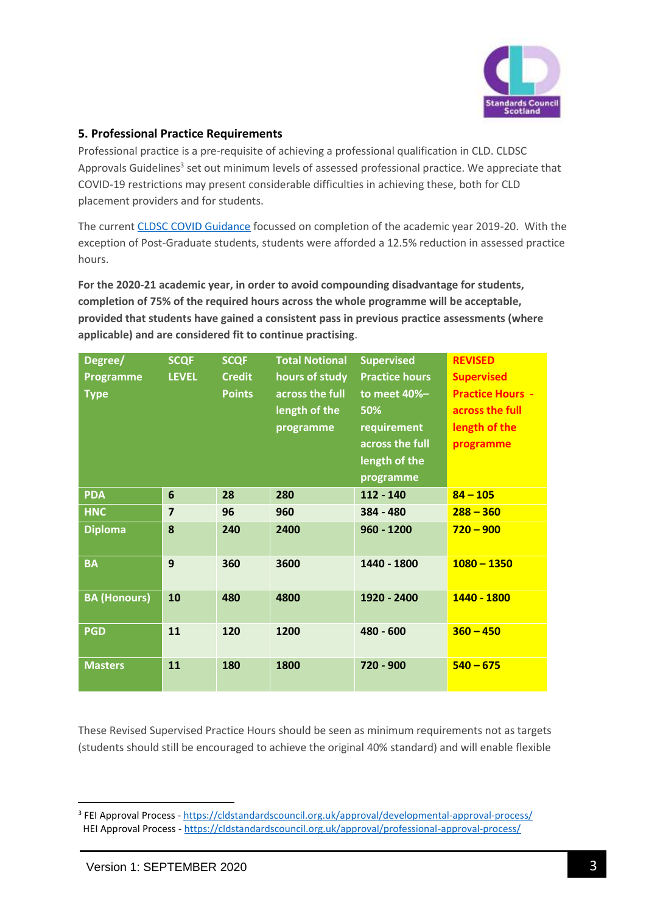### 5. Professional Practice Requirements

Professional practice is a pre-requisite of achieving a professional qualification in CLD. CLDSC Approvals Guidelines[3] set out minimum levels of assessed professional practice. We appreciate that COVID-19 restrictions may present considerable difficulties in achieving these, both for CLD placement providers and for students.

The current [CLDSC COVID Guidance]() focussed on completion of the academic year 2019-20. With the exception of Post-Graduate students, students were afforded a 12.5% reduction in assessed practice hours.

**For the 2020-21 academic year, in order to avoid compounding disadvantage for students, completion of 75% of the required hours across the whole programme will be acceptable, provided that students have gained a consistent pass in previous practice assessments (where applicable) and are considered fit to continue practising**.

| Degree/ Programme Type | SCQF LEVEL | SCQF Credit Points | Total Notional hours of study across the full length of the programme | Supervised Practice hours to meet 40%–50% requirement across the full length of the programme | REVISED Supervised Practice Hours - across the full length of the programme |
|---|---|---|---|---|---|
| PDA | 6 | 28 | 280 | 112 - 140 | 84 – 105 |
| HNC | 7 | 96 | 960 | 384 - 480 | 288 – 360 |
| Diploma | 8 | 240 | 2400 | 960 - 1200 | 720 – 900 |
| BA | 9 | 360 | 3600 | 1440 - 1800 | 1080 – 1350 |
| BA (Honours) | 10 | 480 | 4800 | 1920 - 2400 | 1440 - 1800 |
| PGD | 11 | 120 | 1200 | 480 - 600 | 360 – 450 |
| Masters | 11 | 180 | 1800 | 720 - 900 | 540 – 675 |

These Revised Supervised Practice Hours should be seen as minimum requirements not as targets (students should still be encouraged to achieve the original 40% standard) and will enable flexible

[3] FEI Approval Process - https://cldstandardscouncil.org.uk/approval/developmental-approval-process/
HEI Approval Process - https://cldstandardscouncil.org.uk/approval/professional-approval-process/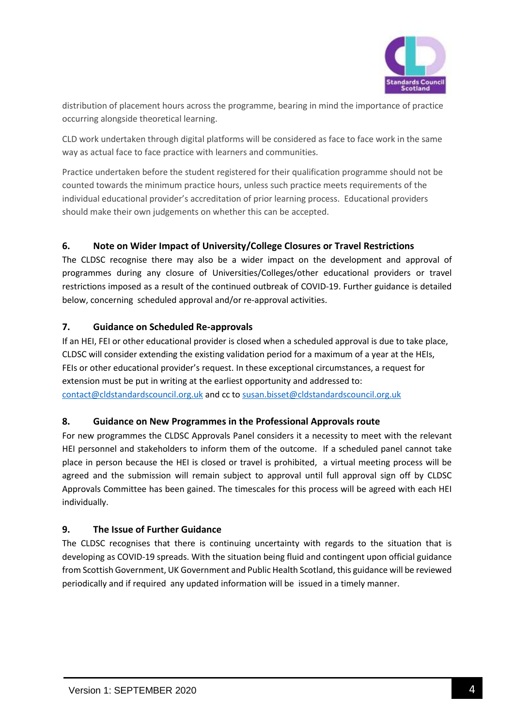distribution of placement hours across the programme, bearing in mind the importance of practice occurring alongside theoretical learning.

CLD work undertaken through digital platforms will be considered as face to face work in the same way as actual face to face practice with learners and communities.

Practice undertaken before the student registered for their qualification programme should not be counted towards the minimum practice hours, unless such practice meets requirements of the individual educational provider's accreditation of prior learning process. Educational providers should make their own judgements on whether this can be accepted.

## 6. Note on Wider Impact of University/College Closures or Travel Restrictions

The CLDSC recognise there may also be a wider impact on the development and approval of programmes during any closure of Universities/Colleges/other educational providers or travel restrictions imposed as a result of the continued outbreak of COVID-19. Further guidance is detailed below, concerning scheduled approval and/or re-approval activities.

## 7. Guidance on Scheduled Re-approvals

If an HEI, FEI or other educational provider is closed when a scheduled approval is due to take place, CLDSC will consider extending the existing validation period for a maximum of a year at the HEIs, FEIs or other educational provider's request. In these exceptional circumstances, a request for extension must be put in writing at the earliest opportunity and addressed to: contact@cldstandardscouncil.org.uk and cc to susan.bisset@cldstandardscouncil.org.uk

## 8. Guidance on New Programmes in the Professional Approvals route

For new programmes the CLDSC Approvals Panel considers it a necessity to meet with the relevant HEI personnel and stakeholders to inform them of the outcome. If a scheduled panel cannot take place in person because the HEI is closed or travel is prohibited, a virtual meeting process will be agreed and the submission will remain subject to approval until full approval sign off by CLDSC Approvals Committee has been gained. The timescales for this process will be agreed with each HEI individually.

## 9. The Issue of Further Guidance

The CLDSC recognises that there is continuing uncertainty with regards to the situation that is developing as COVID-19 spreads. With the situation being fluid and contingent upon official guidance from Scottish Government, UK Government and Public Health Scotland, this guidance will be reviewed periodically and if required any updated information will be issued in a timely manner.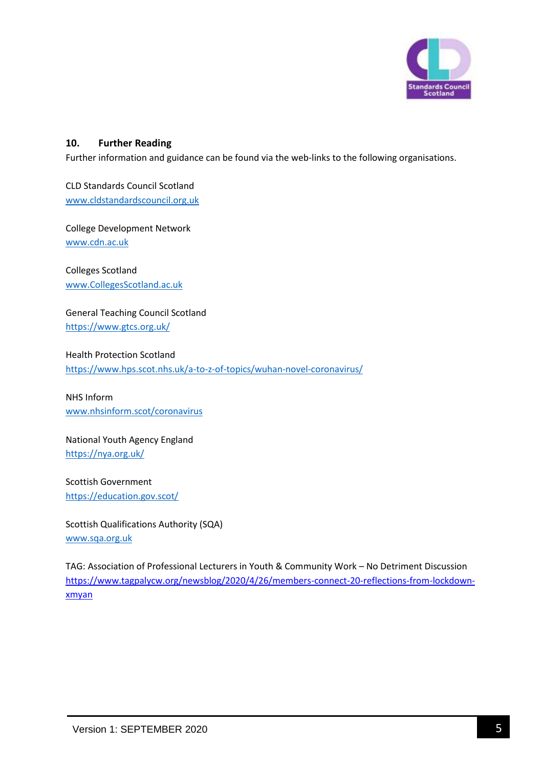## 10. Further Reading

Further information and guidance can be found via the web-links to the following organisations.

CLD Standards Council Scotland
www.cldstandardscouncil.org.uk

College Development Network
www.cdn.ac.uk

Colleges Scotland
www.CollegesScotland.ac.uk

General Teaching Council Scotland
https://www.gtcs.org.uk/

Health Protection Scotland
https://www.hps.scot.nhs.uk/a-to-z-of-topics/wuhan-novel-coronavirus/

NHS Inform
www.nhsinform.scot/coronavirus

National Youth Agency England
https://nya.org.uk/

Scottish Government
https://education.gov.scot/

Scottish Qualifications Authority (SQA)
www.sqa.org.uk

TAG: Association of Professional Lecturers in Youth & Community Work – No Detriment Discussion
https://www.tagpalycw.org/newsblog/2020/4/26/members-connect-20-reflections-from-lockdown-xmyan